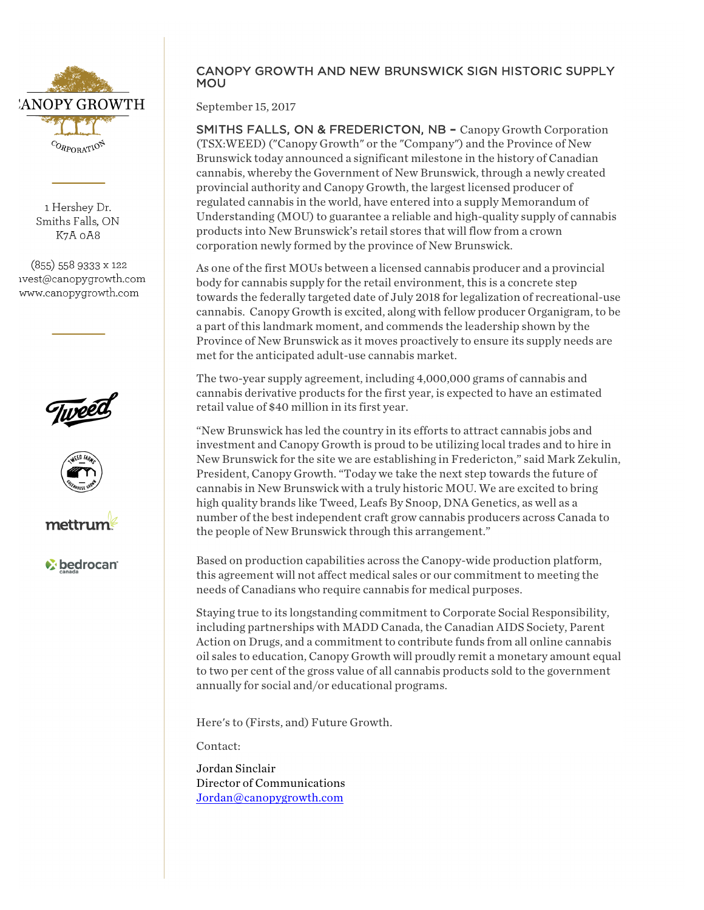CANOPY GROWTH CORPORATION

1 Hershey Dr.
Smiths Falls, ON
K7A 0A8

(855) 558 9333 x 122
invest@canopygrowth.com
www.canopygrowth.com

# CANOPY GROWTH AND NEW BRUNSWICK SIGN HISTORIC SUPPLY MOU

September 15, 2017

SMITHS FALLS, ON & FREDERICTON, NB – Canopy Growth Corporation (TSX:WEED) ("Canopy Growth" or the "Company") and the Province of New Brunswick today announced a significant milestone in the history of Canadian cannabis, whereby the Government of New Brunswick, through a newly created provincial authority and Canopy Growth, the largest licensed producer of regulated cannabis in the world, have entered into a supply Memorandum of Understanding (MOU) to guarantee a reliable and high-quality supply of cannabis products into New Brunswick's retail stores that will flow from a crown corporation newly formed by the province of New Brunswick.

As one of the first MOUs between a licensed cannabis producer and a provincial body for cannabis supply for the retail environment, this is a concrete step towards the federally targeted date of July 2018 for legalization of recreational-use cannabis. Canopy Growth is excited, along with fellow producer Organigram, to be a part of this landmark moment, and commends the leadership shown by the Province of New Brunswick as it moves proactively to ensure its supply needs are met for the anticipated adult-use cannabis market.

The two-year supply agreement, including 4,000,000 grams of cannabis and cannabis derivative products for the first year, is expected to have an estimated retail value of $40 million in its first year.

"New Brunswick has led the country in its efforts to attract cannabis jobs and investment and Canopy Growth is proud to be utilizing local trades and to hire in New Brunswick for the site we are establishing in Fredericton," said Mark Zekulin, President, Canopy Growth. "Today we take the next step towards the future of cannabis in New Brunswick with a truly historic MOU. We are excited to bring high quality brands like Tweed, Leafs By Snoop, DNA Genetics, as well as a number of the best independent craft grow cannabis producers across Canada to the people of New Brunswick through this arrangement."

Based on production capabilities across the Canopy-wide production platform, this agreement will not affect medical sales or our commitment to meeting the needs of Canadians who require cannabis for medical purposes.

Staying true to its longstanding commitment to Corporate Social Responsibility, including partnerships with MADD Canada, the Canadian AIDS Society, Parent Action on Drugs, and a commitment to contribute funds from all online cannabis oil sales to education, Canopy Growth will proudly remit a monetary amount equal to two per cent of the gross value of all cannabis products sold to the government annually for social and/or educational programs.

Here's to (Firsts, and) Future Growth.

Contact:

Jordan Sinclair
Director of Communications
Jordan@canopygrowth.com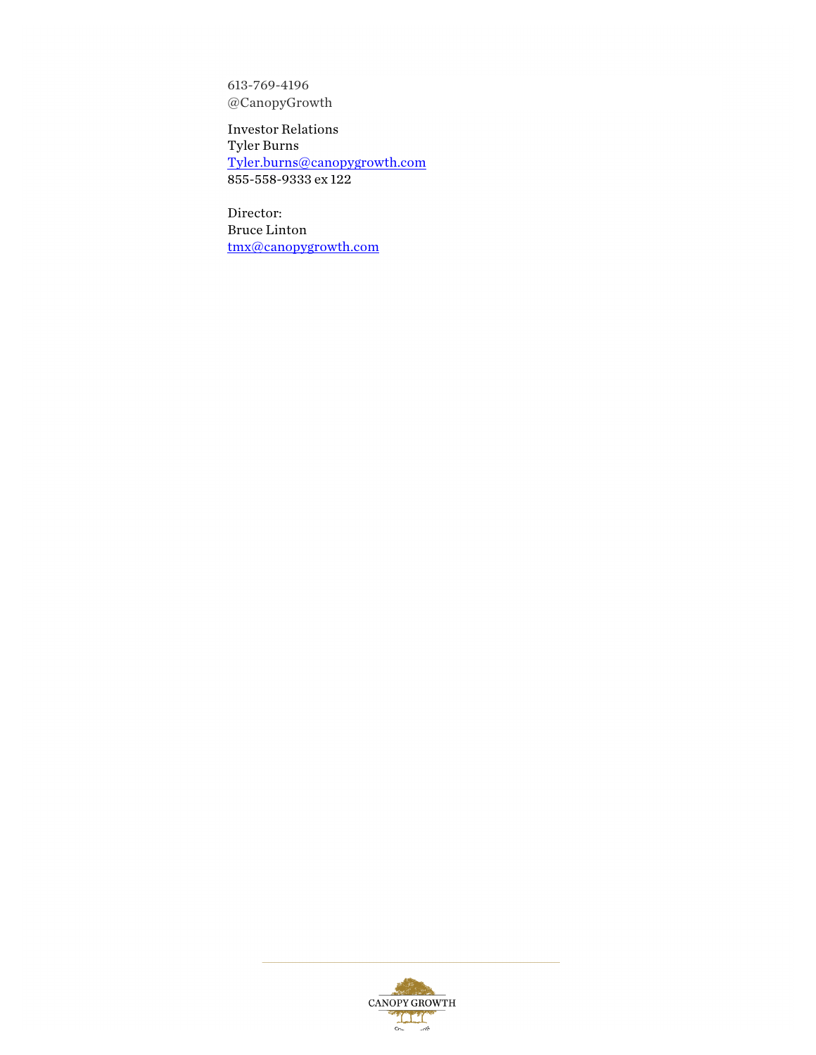613-769-4196
@CanopyGrowth

Investor Relations
Tyler Burns
[Tyler.burns@canopygrowth.com](mailto:Tyler.burns@canopygrowth.com)
855-558-9333 ex 122

Director:
Bruce Linton
[tmx@canopygrowth.com](mailto:tmx@canopygrowth.com)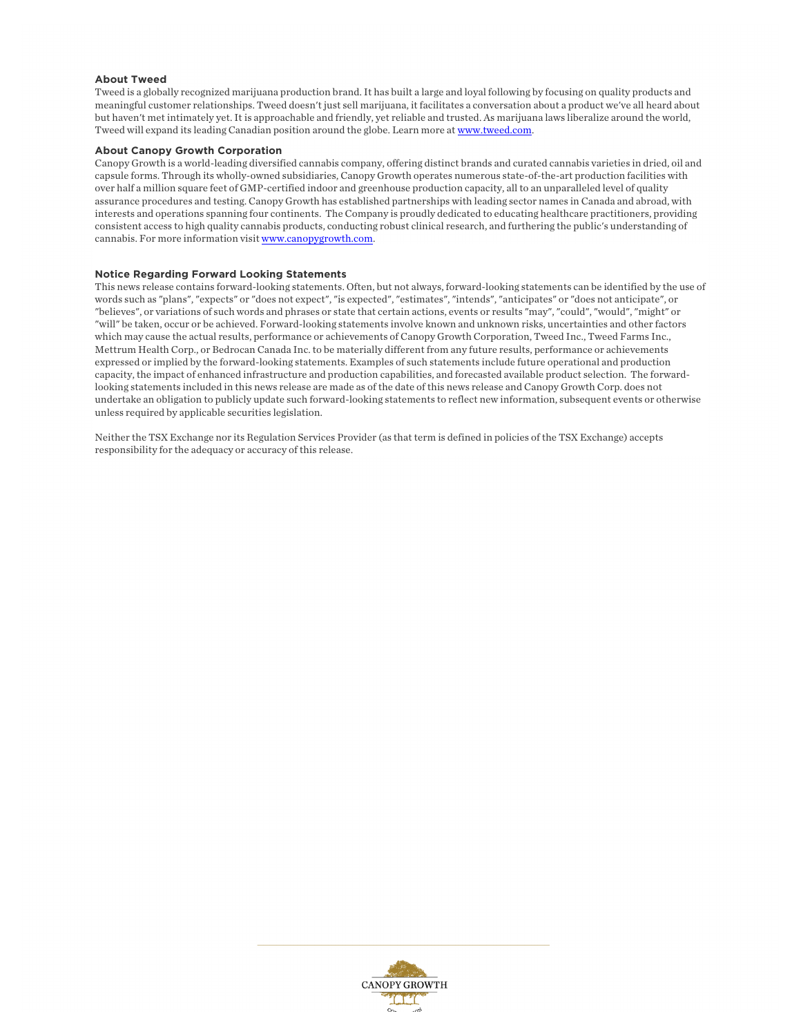**About Tweed**

Tweed is a globally recognized marijuana production brand. It has built a large and loyal following by focusing on quality products and meaningful customer relationships. Tweed doesn't just sell marijuana, it facilitates a conversation about a product we've all heard about but haven't met intimately yet. It is approachable and friendly, yet reliable and trusted. As marijuana laws liberalize around the world, Tweed will expand its leading Canadian position around the globe. Learn more at www.tweed.com.

**About Canopy Growth Corporation**

Canopy Growth is a world-leading diversified cannabis company, offering distinct brands and curated cannabis varieties in dried, oil and capsule forms. Through its wholly-owned subsidiaries, Canopy Growth operates numerous state-of-the-art production facilities with over half a million square feet of GMP-certified indoor and greenhouse production capacity, all to an unparalleled level of quality assurance procedures and testing. Canopy Growth has established partnerships with leading sector names in Canada and abroad, with interests and operations spanning four continents. The Company is proudly dedicated to educating healthcare practitioners, providing consistent access to high quality cannabis products, conducting robust clinical research, and furthering the public's understanding of cannabis. For more information visit www.canopygrowth.com.

**Notice Regarding Forward Looking Statements**

This news release contains forward-looking statements. Often, but not always, forward-looking statements can be identified by the use of words such as "plans", "expects" or "does not expect", "is expected", "estimates", "intends", "anticipates" or "does not anticipate", or "believes", or variations of such words and phrases or state that certain actions, events or results "may", "could", "would", "might" or "will" be taken, occur or be achieved. Forward-looking statements involve known and unknown risks, uncertainties and other factors which may cause the actual results, performance or achievements of Canopy Growth Corporation, Tweed Inc., Tweed Farms Inc., Mettrum Health Corp., or Bedrocan Canada Inc. to be materially different from any future results, performance or achievements expressed or implied by the forward-looking statements. Examples of such statements include future operational and production capacity, the impact of enhanced infrastructure and production capabilities, and forecasted available product selection. The forward-looking statements included in this news release are made as of the date of this news release and Canopy Growth Corp. does not undertake an obligation to publicly update such forward-looking statements to reflect new information, subsequent events or otherwise unless required by applicable securities legislation.

Neither the TSX Exchange nor its Regulation Services Provider (as that term is defined in policies of the TSX Exchange) accepts responsibility for the adequacy or accuracy of this release.